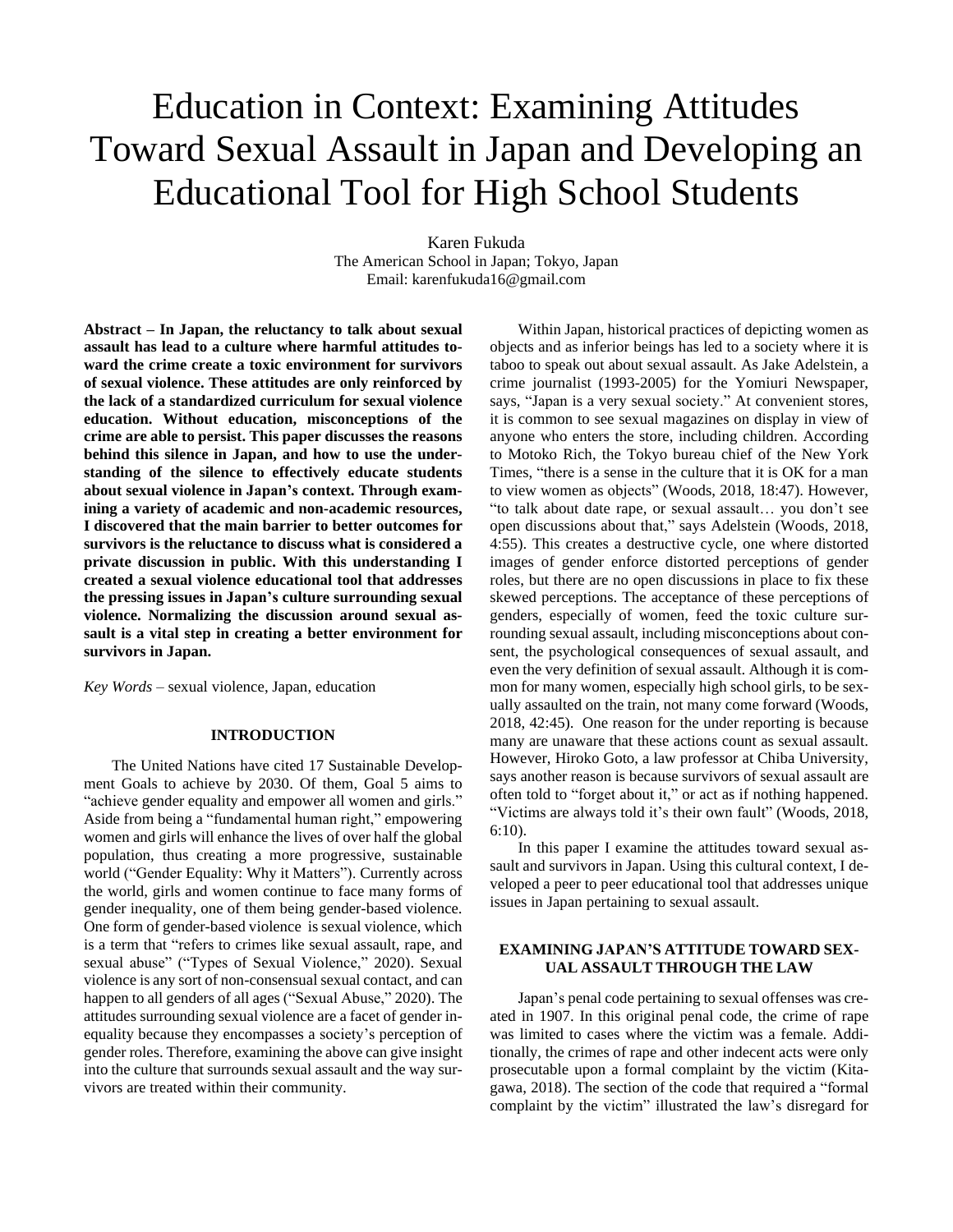# Education in Context: Examining Attitudes Toward Sexual Assault in Japan and Developing an Educational Tool for High School Students

Karen Fukuda
The American School in Japan; Tokyo, Japan
Email: karenfukuda16@gmail.com

**Abstract – In Japan, the reluctancy to talk about sexual assault has lead to a culture where harmful attitudes toward the crime create a toxic environment for survivors of sexual violence. These attitudes are only reinforced by the lack of a standardized curriculum for sexual violence education. Without education, misconceptions of the crime are able to persist. This paper discusses the reasons behind this silence in Japan, and how to use the understanding of the silence to effectively educate students about sexual violence in Japan's context. Through examining a variety of academic and non-academic resources, I discovered that the main barrier to better outcomes for survivors is the reluctance to discuss what is considered a private discussion in public. With this understanding I created a sexual violence educational tool that addresses the pressing issues in Japan's culture surrounding sexual violence. Normalizing the discussion around sexual assault is a vital step in creating a better environment for survivors in Japan.**

*Key Words* – sexual violence, Japan, education

## INTRODUCTION

The United Nations have cited 17 Sustainable Development Goals to achieve by 2030. Of them, Goal 5 aims to "achieve gender equality and empower all women and girls." Aside from being a "fundamental human right," empowering women and girls will enhance the lives of over half the global population, thus creating a more progressive, sustainable world ("Gender Equality: Why it Matters"). Currently across the world, girls and women continue to face many forms of gender inequality, one of them being gender-based violence. One form of gender-based violence is sexual violence, which is a term that "refers to crimes like sexual assault, rape, and sexual abuse" ("Types of Sexual Violence," 2020). Sexual violence is any sort of non-consensual sexual contact, and can happen to all genders of all ages ("Sexual Abuse," 2020). The attitudes surrounding sexual violence are a facet of gender inequality because they encompasses a society's perception of gender roles. Therefore, examining the above can give insight into the culture that surrounds sexual assault and the way survivors are treated within their community.

Within Japan, historical practices of depicting women as objects and as inferior beings has led to a society where it is taboo to speak out about sexual assault. As Jake Adelstein, a crime journalist (1993-2005) for the Yomiuri Newspaper, says, "Japan is a very sexual society." At convenient stores, it is common to see sexual magazines on display in view of anyone who enters the store, including children. According to Motoko Rich, the Tokyo bureau chief of the New York Times, "there is a sense in the culture that it is OK for a man to view women as objects" (Woods, 2018, 18:47). However, "to talk about date rape, or sexual assault… you don't see open discussions about that," says Adelstein (Woods, 2018, 4:55). This creates a destructive cycle, one where distorted images of gender enforce distorted perceptions of gender roles, but there are no open discussions in place to fix these skewed perceptions. The acceptance of these perceptions of genders, especially of women, feed the toxic culture surrounding sexual assault, including misconceptions about consent, the psychological consequences of sexual assault, and even the very definition of sexual assault. Although it is common for many women, especially high school girls, to be sexually assaulted on the train, not many come forward (Woods, 2018, 42:45). One reason for the under reporting is because many are unaware that these actions count as sexual assault. However, Hiroko Goto, a law professor at Chiba University, says another reason is because survivors of sexual assault are often told to "forget about it," or act as if nothing happened. "Victims are always told it's their own fault" (Woods, 2018, 6:10).

In this paper I examine the attitudes toward sexual assault and survivors in Japan. Using this cultural context, I developed a peer to peer educational tool that addresses unique issues in Japan pertaining to sexual assault.

## EXAMINING JAPAN'S ATTITUDE TOWARD SEXUAL ASSAULT THROUGH THE LAW

Japan's penal code pertaining to sexual offenses was created in 1907. In this original penal code, the crime of rape was limited to cases where the victim was a female. Additionally, the crimes of rape and other indecent acts were only prosecutable upon a formal complaint by the victim (Kitagawa, 2018). The section of the code that required a "formal complaint by the victim" illustrated the law's disregard for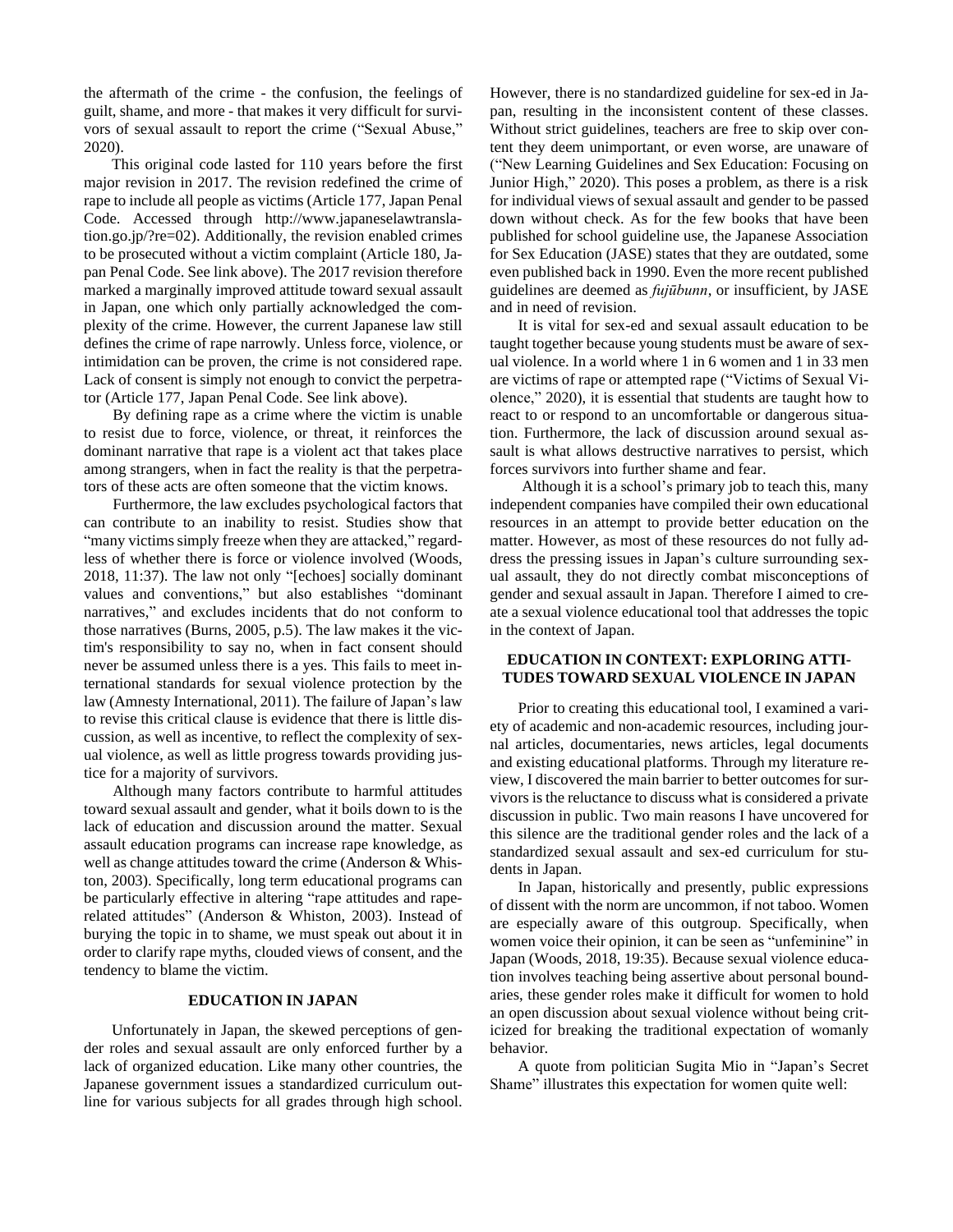the aftermath of the crime - the confusion, the feelings of guilt, shame, and more - that makes it very difficult for survivors of sexual assault to report the crime ("Sexual Abuse," 2020).

This original code lasted for 110 years before the first major revision in 2017. The revision redefined the crime of rape to include all people as victims (Article 177, Japan Penal Code. Accessed through http://www.japaneselawtranslation.go.jp/?re=02). Additionally, the revision enabled crimes to be prosecuted without a victim complaint (Article 180, Japan Penal Code. See link above). The 2017 revision therefore marked a marginally improved attitude toward sexual assault in Japan, one which only partially acknowledged the complexity of the crime. However, the current Japanese law still defines the crime of rape narrowly. Unless force, violence, or intimidation can be proven, the crime is not considered rape. Lack of consent is simply not enough to convict the perpetrator (Article 177, Japan Penal Code. See link above).

By defining rape as a crime where the victim is unable to resist due to force, violence, or threat, it reinforces the dominant narrative that rape is a violent act that takes place among strangers, when in fact the reality is that the perpetrators of these acts are often someone that the victim knows.

Furthermore, the law excludes psychological factors that can contribute to an inability to resist. Studies show that "many victims simply freeze when they are attacked," regardless of whether there is force or violence involved (Woods, 2018, 11:37). The law not only "[echoes] socially dominant values and conventions," but also establishes "dominant narratives," and excludes incidents that do not conform to those narratives (Burns, 2005, p.5). The law makes it the victim's responsibility to say no, when in fact consent should never be assumed unless there is a yes. This fails to meet international standards for sexual violence protection by the law (Amnesty International, 2011). The failure of Japan's law to revise this critical clause is evidence that there is little discussion, as well as incentive, to reflect the complexity of sexual violence, as well as little progress towards providing justice for a majority of survivors.

Although many factors contribute to harmful attitudes toward sexual assault and gender, what it boils down to is the lack of education and discussion around the matter. Sexual assault education programs can increase rape knowledge, as well as change attitudes toward the crime (Anderson & Whiston, 2003). Specifically, long term educational programs can be particularly effective in altering "rape attitudes and rape-related attitudes" (Anderson & Whiston, 2003). Instead of burying the topic in to shame, we must speak out about it in order to clarify rape myths, clouded views of consent, and the tendency to blame the victim.

## EDUCATION IN JAPAN

Unfortunately in Japan, the skewed perceptions of gender roles and sexual assault are only enforced further by a lack of organized education. Like many other countries, the Japanese government issues a standardized curriculum outline for various subjects for all grades through high school. However, there is no standardized guideline for sex-ed in Japan, resulting in the inconsistent content of these classes. Without strict guidelines, teachers are free to skip over content they deem unimportant, or even worse, are unaware of ("New Learning Guidelines and Sex Education: Focusing on Junior High," 2020). This poses a problem, as there is a risk for individual views of sexual assault and gender to be passed down without check. As for the few books that have been published for school guideline use, the Japanese Association for Sex Education (JASE) states that they are outdated, some even published back in 1990. Even the more recent published guidelines are deemed as *fujūbunn*, or insufficient, by JASE and in need of revision.

It is vital for sex-ed and sexual assault education to be taught together because young students must be aware of sexual violence. In a world where 1 in 6 women and 1 in 33 men are victims of rape or attempted rape ("Victims of Sexual Violence," 2020), it is essential that students are taught how to react to or respond to an uncomfortable or dangerous situation. Furthermore, the lack of discussion around sexual assault is what allows destructive narratives to persist, which forces survivors into further shame and fear.

Although it is a school's primary job to teach this, many independent companies have compiled their own educational resources in an attempt to provide better education on the matter. However, as most of these resources do not fully address the pressing issues in Japan's culture surrounding sexual assault, they do not directly combat misconceptions of gender and sexual assault in Japan. Therefore I aimed to create a sexual violence educational tool that addresses the topic in the context of Japan.

## EDUCATION IN CONTEXT: EXPLORING ATTITUDES TOWARD SEXUAL VIOLENCE IN JAPAN

Prior to creating this educational tool, I examined a variety of academic and non-academic resources, including journal articles, documentaries, news articles, legal documents and existing educational platforms. Through my literature review, I discovered the main barrier to better outcomes for survivors is the reluctance to discuss what is considered a private discussion in public. Two main reasons I have uncovered for this silence are the traditional gender roles and the lack of a standardized sexual assault and sex-ed curriculum for students in Japan.

In Japan, historically and presently, public expressions of dissent with the norm are uncommon, if not taboo. Women are especially aware of this outgroup. Specifically, when women voice their opinion, it can be seen as "unfeminine" in Japan (Woods, 2018, 19:35). Because sexual violence education involves teaching being assertive about personal boundaries, these gender roles make it difficult for women to hold an open discussion about sexual violence without being criticized for breaking the traditional expectation of womanly behavior.

A quote from politician Sugita Mio in "Japan's Secret Shame" illustrates this expectation for women quite well: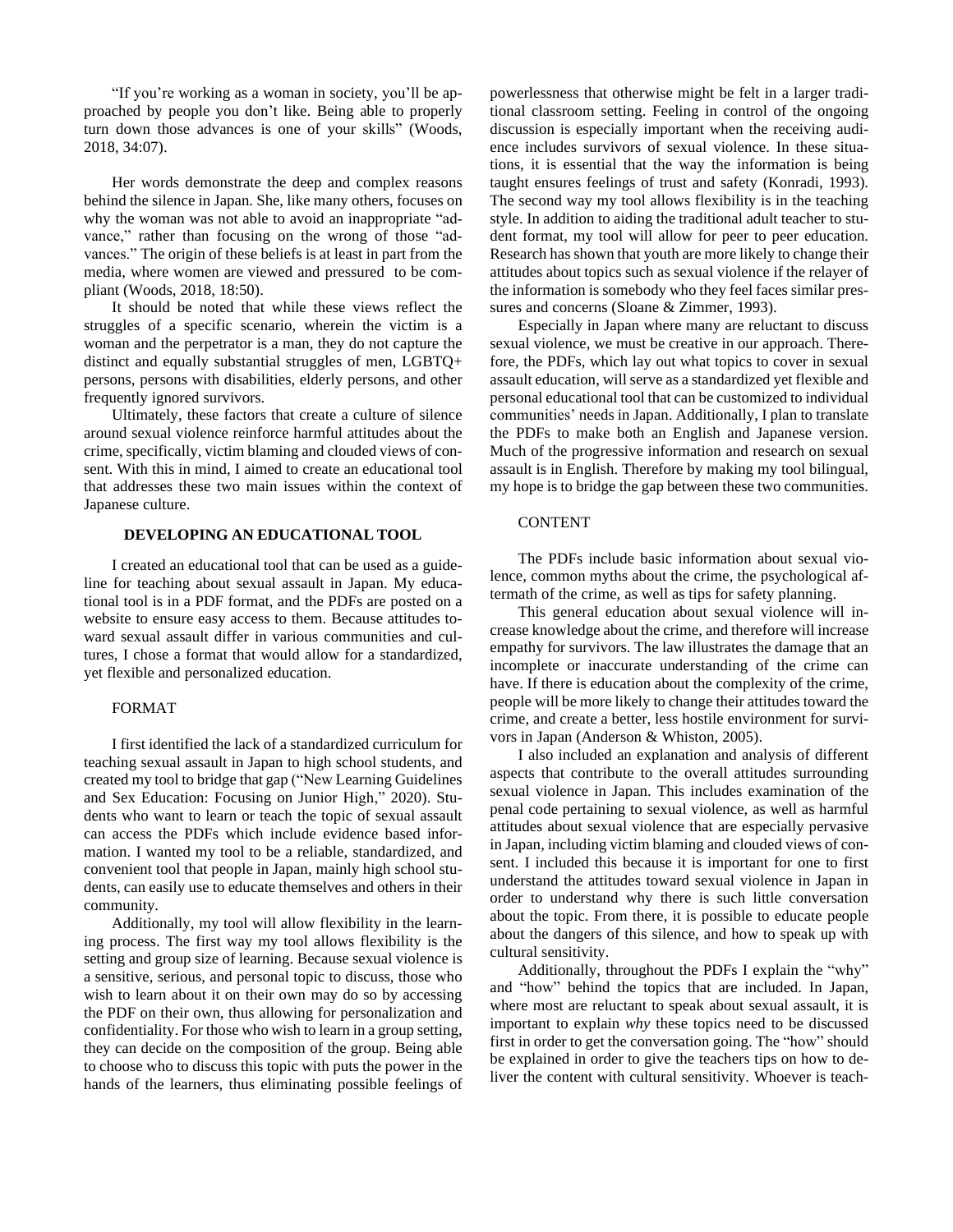"If you're working as a woman in society, you'll be approached by people you don't like. Being able to properly turn down those advances is one of your skills" (Woods, 2018, 34:07).

Her words demonstrate the deep and complex reasons behind the silence in Japan. She, like many others, focuses on why the woman was not able to avoid an inappropriate "advance," rather than focusing on the wrong of those "advances." The origin of these beliefs is at least in part from the media, where women are viewed and pressured to be compliant (Woods, 2018, 18:50).

It should be noted that while these views reflect the struggles of a specific scenario, wherein the victim is a woman and the perpetrator is a man, they do not capture the distinct and equally substantial struggles of men, LGBTQ+ persons, persons with disabilities, elderly persons, and other frequently ignored survivors.

Ultimately, these factors that create a culture of silence around sexual violence reinforce harmful attitudes about the crime, specifically, victim blaming and clouded views of consent. With this in mind, I aimed to create an educational tool that addresses these two main issues within the context of Japanese culture.

## DEVELOPING AN EDUCATIONAL TOOL

I created an educational tool that can be used as a guideline for teaching about sexual assault in Japan. My educational tool is in a PDF format, and the PDFs are posted on a website to ensure easy access to them. Because attitudes toward sexual assault differ in various communities and cultures, I chose a format that would allow for a standardized, yet flexible and personalized education.

### FORMAT

I first identified the lack of a standardized curriculum for teaching sexual assault in Japan to high school students, and created my tool to bridge that gap ("New Learning Guidelines and Sex Education: Focusing on Junior High," 2020). Students who want to learn or teach the topic of sexual assault can access the PDFs which include evidence based information. I wanted my tool to be a reliable, standardized, and convenient tool that people in Japan, mainly high school students, can easily use to educate themselves and others in their community.

Additionally, my tool will allow flexibility in the learning process. The first way my tool allows flexibility is the setting and group size of learning. Because sexual violence is a sensitive, serious, and personal topic to discuss, those who wish to learn about it on their own may do so by accessing the PDF on their own, thus allowing for personalization and confidentiality. For those who wish to learn in a group setting, they can decide on the composition of the group. Being able to choose who to discuss this topic with puts the power in the hands of the learners, thus eliminating possible feelings of powerlessness that otherwise might be felt in a larger traditional classroom setting. Feeling in control of the ongoing discussion is especially important when the receiving audience includes survivors of sexual violence. In these situations, it is essential that the way the information is being taught ensures feelings of trust and safety (Konradi, 1993). The second way my tool allows flexibility is in the teaching style. In addition to aiding the traditional adult teacher to student format, my tool will allow for peer to peer education. Research has shown that youth are more likely to change their attitudes about topics such as sexual violence if the relayer of the information is somebody who they feel faces similar pressures and concerns (Sloane & Zimmer, 1993).

Especially in Japan where many are reluctant to discuss sexual violence, we must be creative in our approach. Therefore, the PDFs, which lay out what topics to cover in sexual assault education, will serve as a standardized yet flexible and personal educational tool that can be customized to individual communities' needs in Japan. Additionally, I plan to translate the PDFs to make both an English and Japanese version. Much of the progressive information and research on sexual assault is in English. Therefore by making my tool bilingual, my hope is to bridge the gap between these two communities.

### CONTENT

The PDFs include basic information about sexual violence, common myths about the crime, the psychological aftermath of the crime, as well as tips for safety planning.

This general education about sexual violence will increase knowledge about the crime, and therefore will increase empathy for survivors. The law illustrates the damage that an incomplete or inaccurate understanding of the crime can have. If there is education about the complexity of the crime, people will be more likely to change their attitudes toward the crime, and create a better, less hostile environment for survivors in Japan (Anderson & Whiston, 2005).

I also included an explanation and analysis of different aspects that contribute to the overall attitudes surrounding sexual violence in Japan. This includes examination of the penal code pertaining to sexual violence, as well as harmful attitudes about sexual violence that are especially pervasive in Japan, including victim blaming and clouded views of consent. I included this because it is important for one to first understand the attitudes toward sexual violence in Japan in order to understand why there is such little conversation about the topic. From there, it is possible to educate people about the dangers of this silence, and how to speak up with cultural sensitivity.

Additionally, throughout the PDFs I explain the "why" and "how" behind the topics that are included. In Japan, where most are reluctant to speak about sexual assault, it is important to explain *why* these topics need to be discussed first in order to get the conversation going. The "how" should be explained in order to give the teachers tips on how to deliver the content with cultural sensitivity. Whoever is teach-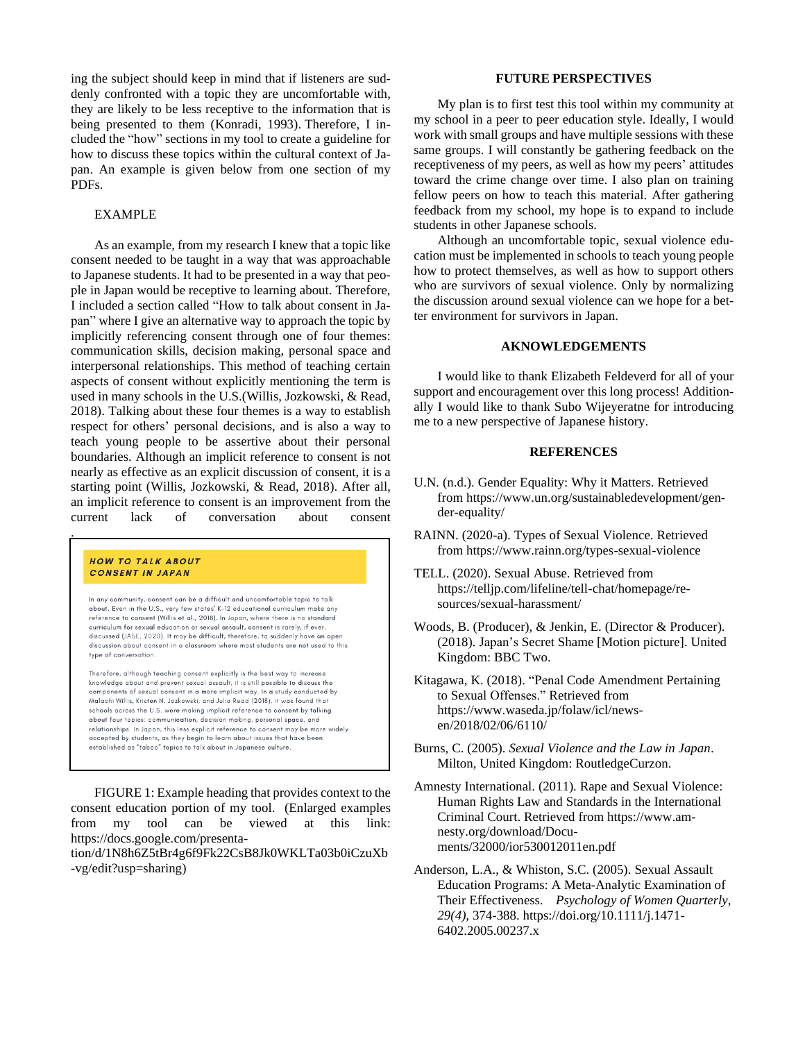ing the subject should keep in mind that if listeners are suddenly confronted with a topic they are uncomfortable with, they are likely to be less receptive to the information that is being presented to them (Konradi, 1993). Therefore, I included the "how" sections in my tool to create a guideline for how to discuss these topics within the cultural context of Japan. An example is given below from one section of my PDFs.

### EXAMPLE

As an example, from my research I knew that a topic like consent needed to be taught in a way that was approachable to Japanese students. It had to be presented in a way that people in Japan would be receptive to learning about. Therefore, I included a section called "How to talk about consent in Japan" where I give an alternative way to approach the topic by implicitly referencing consent through one of four themes: communication skills, decision making, personal space and interpersonal relationships. This method of teaching certain aspects of consent without explicitly mentioning the term is used in many schools in the U.S.(Willis, Jozkowski, & Read, 2018). Talking about these four themes is a way to establish respect for others' personal decisions, and is also a way to teach young people to be assertive about their personal boundaries. Although an implicit reference to consent is not nearly as effective as an explicit discussion of consent, it is a starting point (Willis, Jozkowski, & Read, 2018). After all, an implicit reference to consent is an improvement from the current lack of conversation about consent.

**HOW TO TALK ABOUT CONSENT IN JAPAN**

In any community, consent can be a difficult and uncomfortable topic to talk about. Even in the U.S., very few states' K-12 educational curriculum make any reference to consent (Willis et al., 2018). In Japan, where there is no standard curriculum for sexual education or sexual assault, consent is rarely, if ever, discussed (JASE, 2020). It may be difficult, therefore, to suddenly have an open discussion about consent in a classroom where most students are not used to this type of conversation.

Therefore, although teaching consent explicitly is the best way to increase knowledge about and prevent sexual assault, it is still possible to discuss the components of sexual consent in a more implicit way. In a study conducted by Malachi Willis, Kristen N. Jozkowski, and Julia Read (2018), it was found that schools across the U.S. were making implicit reference to consent by talking about four topics: communication, decision making, personal space, and relationships. In Japan, this less explicit reference to consent may be more widely accepted by students, as they begin to learn about issues that have been established as "taboo" topics to talk about in Japanese culture.

FIGURE 1: Example heading that provides context to the consent education portion of my tool. (Enlarged examples from my tool can be viewed at this link: https://docs.google.com/presentation/d/1N8h6Z5tBr4g6f9Fk22CsB8Jk0WKLTa03b0iCzuXb-vg/edit?usp=sharing)

## FUTURE PERSPECTIVES

My plan is to first test this tool within my community at my school in a peer to peer education style. Ideally, I would work with small groups and have multiple sessions with these same groups. I will constantly be gathering feedback on the receptiveness of my peers, as well as how my peers' attitudes toward the crime change over time. I also plan on training fellow peers on how to teach this material. After gathering feedback from my school, my hope is to expand to include students in other Japanese schools.

Although an uncomfortable topic, sexual violence education must be implemented in schools to teach young people how to protect themselves, as well as how to support others who are survivors of sexual violence. Only by normalizing the discussion around sexual violence can we hope for a better environment for survivors in Japan.

## AKNOWLEDGEMENTS

I would like to thank Elizabeth Feldeverd for all of your support and encouragement over this long process! Additionally I would like to thank Subo Wijeyeratne for introducing me to a new perspective of Japanese history.

## REFERENCES

U.N. (n.d.). Gender Equality: Why it Matters. Retrieved from https://www.un.org/sustainabledevelopment/gender-equality/

RAINN. (2020-a). Types of Sexual Violence. Retrieved from https://www.rainn.org/types-sexual-violence

TELL. (2020). Sexual Abuse. Retrieved from https://telljp.com/lifeline/tell-chat/homepage/resources/sexual-harassment/

Woods, B. (Producer), & Jenkin, E. (Director & Producer). (2018). Japan's Secret Shame [Motion picture]. United Kingdom: BBC Two.

Kitagawa, K. (2018). "Penal Code Amendment Pertaining to Sexual Offenses." Retrieved from https://www.waseda.jp/folaw/icl/news-en/2018/02/06/6110/

Burns, C. (2005). *Sexual Violence and the Law in Japan*. Milton, United Kingdom: RoutledgeCurzon.

Amnesty International. (2011). Rape and Sexual Violence: Human Rights Law and Standards in the International Criminal Court. Retrieved from https://www.amnesty.org/download/Documents/32000/ior530012011en.pdf

Anderson, L.A., & Whiston, S.C. (2005). Sexual Assault Education Programs: A Meta-Analytic Examination of Their Effectiveness. *Psychology of Women Quarterly, 29(4),* 374-388. https://doi.org/10.1111/j.1471-6402.2005.00237.x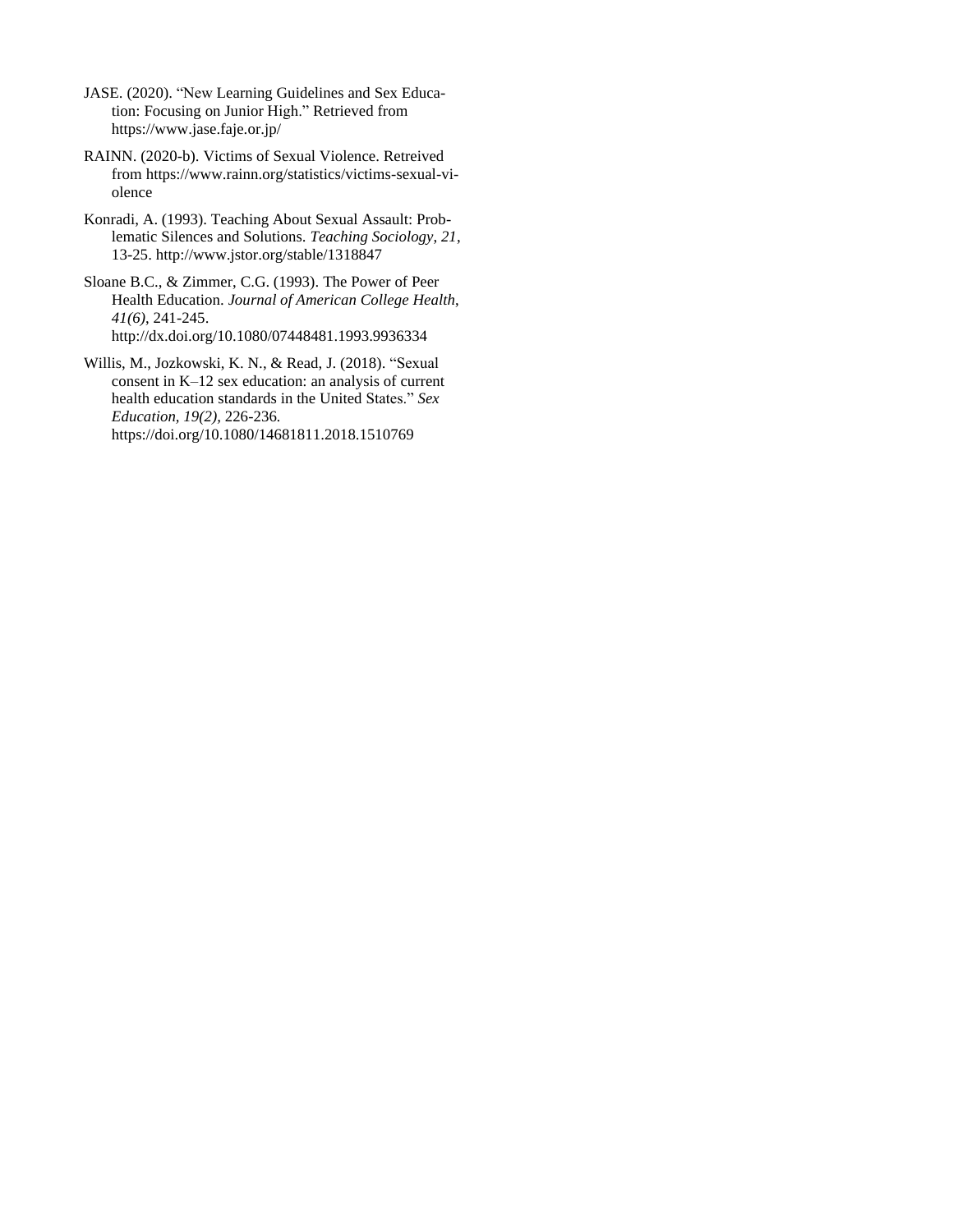JASE. (2020). "New Learning Guidelines and Sex Education: Focusing on Junior High." Retrieved from https://www.jase.faje.or.jp/

RAINN. (2020-b). Victims of Sexual Violence. Retreived from https://www.rainn.org/statistics/victims-sexual-violence

Konradi, A. (1993). Teaching About Sexual Assault: Problematic Silences and Solutions. *Teaching Sociology*, *21*, 13-25. http://www.jstor.org/stable/1318847

Sloane B.C., & Zimmer, C.G. (1993). The Power of Peer Health Education. *Journal of American College Health*, *41(6)*, 241-245. http://dx.doi.org/10.1080/07448481.1993.9936334

Willis, M., Jozkowski, K. N., & Read, J. (2018). "Sexual consent in K–12 sex education: an analysis of current health education standards in the United States." *Sex Education, 19(2),* 226-236. https://doi.org/10.1080/14681811.2018.1510769